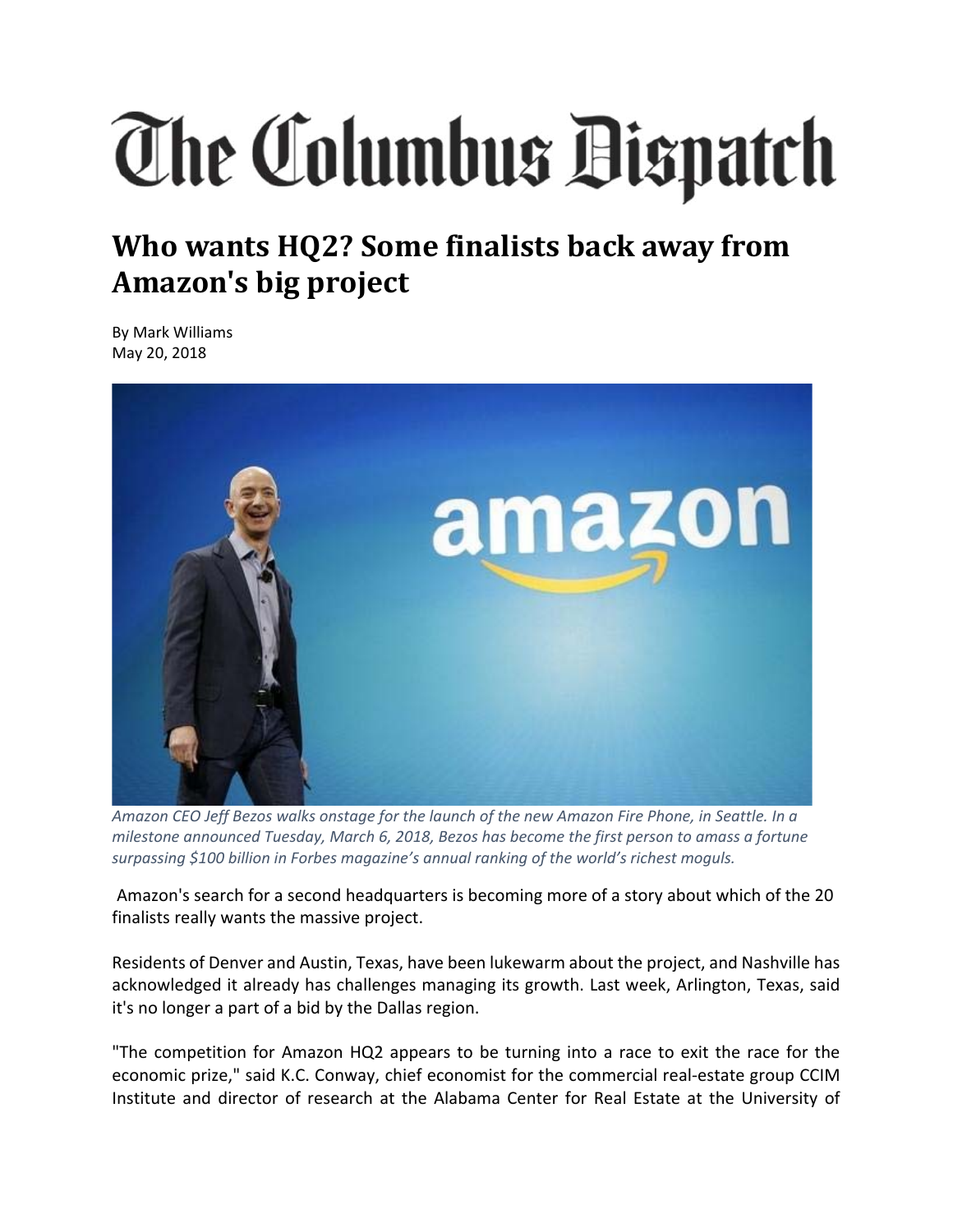# The Columbus Dispatch

## Who wants HQ2? Some finalists back away from Amazon's big project

By Mark Williams
May 20, 2018

*Amazon CEO Jeff Bezos walks onstage for the launch of the new Amazon Fire Phone, in Seattle. In a milestone announced Tuesday, March 6, 2018, Bezos has become the first person to amass a fortune surpassing $100 billion in Forbes magazine's annual ranking of the world's richest moguls.*

Amazon's search for a second headquarters is becoming more of a story about which of the 20 finalists really wants the massive project.

Residents of Denver and Austin, Texas, have been lukewarm about the project, and Nashville has acknowledged it already has challenges managing its growth. Last week, Arlington, Texas, said it's no longer a part of a bid by the Dallas region.

"The competition for Amazon HQ2 appears to be turning into a race to exit the race for the economic prize," said K.C. Conway, chief economist for the commercial real-estate group CCIM Institute and director of research at the Alabama Center for Real Estate at the University of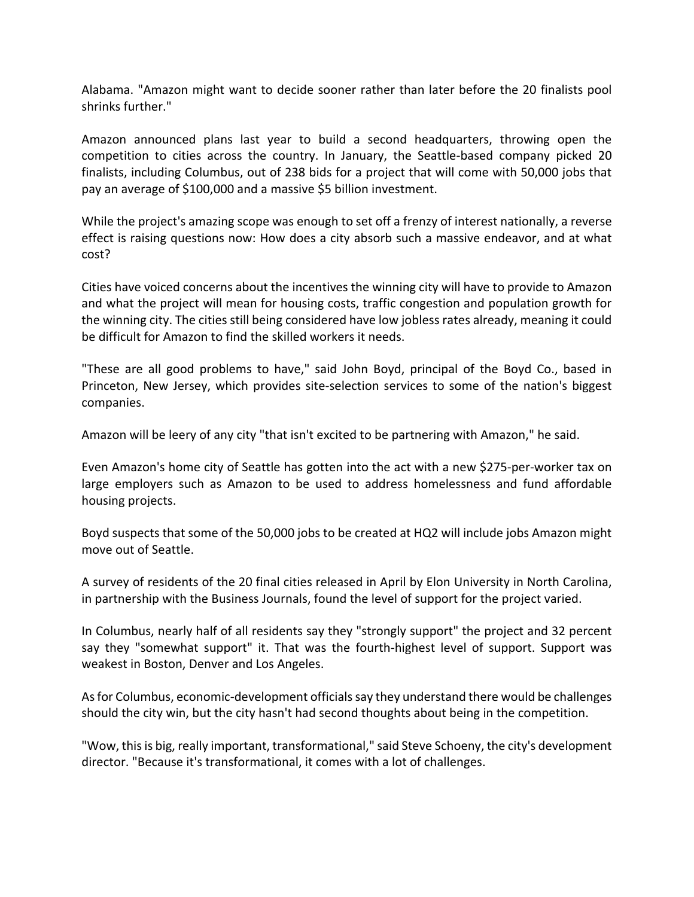Alabama. "Amazon might want to decide sooner rather than later before the 20 finalists pool shrinks further."

Amazon announced plans last year to build a second headquarters, throwing open the competition to cities across the country. In January, the Seattle-based company picked 20 finalists, including Columbus, out of 238 bids for a project that will come with 50,000 jobs that pay an average of $100,000 and a massive $5 billion investment.

While the project's amazing scope was enough to set off a frenzy of interest nationally, a reverse effect is raising questions now: How does a city absorb such a massive endeavor, and at what cost?

Cities have voiced concerns about the incentives the winning city will have to provide to Amazon and what the project will mean for housing costs, traffic congestion and population growth for the winning city. The cities still being considered have low jobless rates already, meaning it could be difficult for Amazon to find the skilled workers it needs.

"These are all good problems to have," said John Boyd, principal of the Boyd Co., based in Princeton, New Jersey, which provides site-selection services to some of the nation's biggest companies.

Amazon will be leery of any city "that isn't excited to be partnering with Amazon," he said.

Even Amazon's home city of Seattle has gotten into the act with a new $275-per-worker tax on large employers such as Amazon to be used to address homelessness and fund affordable housing projects.

Boyd suspects that some of the 50,000 jobs to be created at HQ2 will include jobs Amazon might move out of Seattle.

A survey of residents of the 20 final cities released in April by Elon University in North Carolina, in partnership with the Business Journals, found the level of support for the project varied.

In Columbus, nearly half of all residents say they "strongly support" the project and 32 percent say they "somewhat support" it. That was the fourth-highest level of support. Support was weakest in Boston, Denver and Los Angeles.

As for Columbus, economic-development officials say they understand there would be challenges should the city win, but the city hasn't had second thoughts about being in the competition.

"Wow, this is big, really important, transformational," said Steve Schoeny, the city's development director. "Because it's transformational, it comes with a lot of challenges.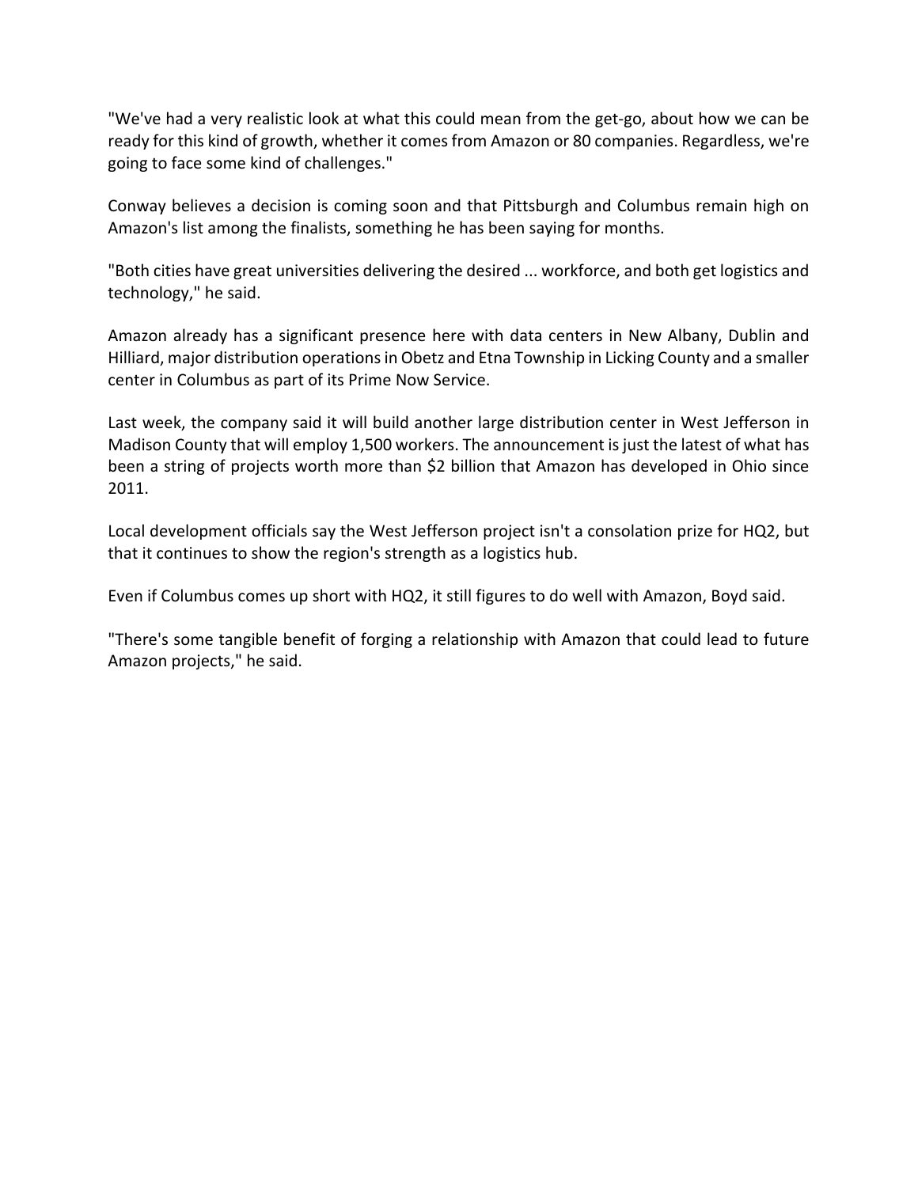"We've had a very realistic look at what this could mean from the get-go, about how we can be ready for this kind of growth, whether it comes from Amazon or 80 companies. Regardless, we're going to face some kind of challenges."

Conway believes a decision is coming soon and that Pittsburgh and Columbus remain high on Amazon's list among the finalists, something he has been saying for months.

"Both cities have great universities delivering the desired ... workforce, and both get logistics and technology," he said.

Amazon already has a significant presence here with data centers in New Albany, Dublin and Hilliard, major distribution operations in Obetz and Etna Township in Licking County and a smaller center in Columbus as part of its Prime Now Service.

Last week, the company said it will build another large distribution center in West Jefferson in Madison County that will employ 1,500 workers. The announcement is just the latest of what has been a string of projects worth more than $2 billion that Amazon has developed in Ohio since 2011.

Local development officials say the West Jefferson project isn't a consolation prize for HQ2, but that it continues to show the region's strength as a logistics hub.

Even if Columbus comes up short with HQ2, it still figures to do well with Amazon, Boyd said.

"There's some tangible benefit of forging a relationship with Amazon that could lead to future Amazon projects," he said.